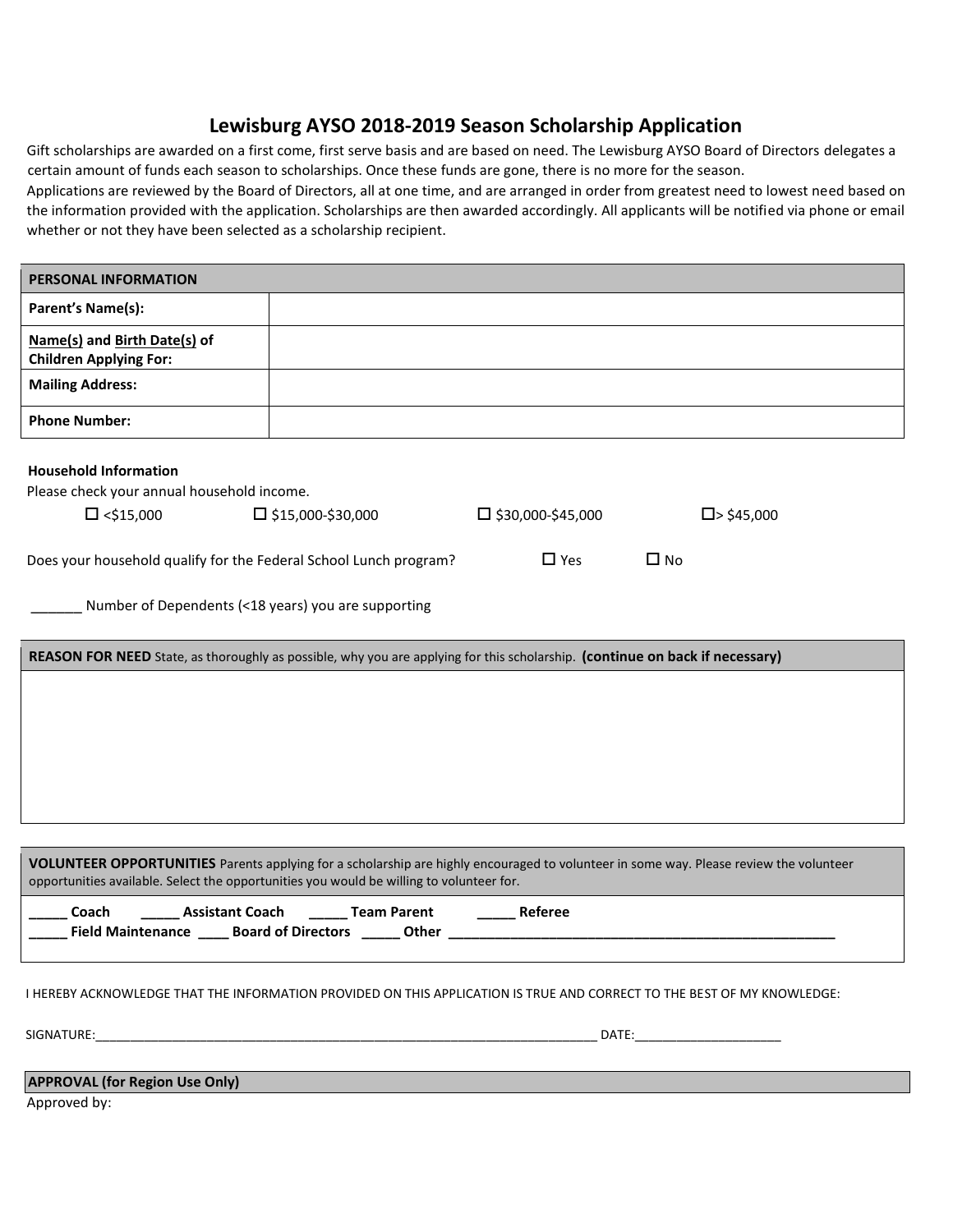# Lewisburg AYSO 2018-2019 Season Scholarship Application

Gift scholarships are awarded on a first come, first serve basis and are based on need. The Lewisburg AYSO Board of Directors delegates a certain amount of funds each season to scholarships. Once these funds are gone, there is no more for the season.

Applications are reviewed by the Board of Directors, all at one time, and are arranged in order from greatest need to lowest need based on the information provided with the application. Scholarships are then awarded accordingly. All applicants will be notified via phone or email whether or not they have been selected as a scholarship recipient.

| PERSONAL INFORMATION | |
|---|---|
| **Parent's Name(s):** | |
| **Name(s) and Birth Date(s) of Children Applying For:** | |
| **Mailing Address:** | |
| **Phone Number:** | |

**Household Information**

Please check your annual household income.

☐ <$15,000 ☐ $15,000-$30,000 ☐ $30,000-$45,000 ☐> $45,000

Does your household qualify for the Federal School Lunch program? ☐ Yes ☐ No

_______ Number of Dependents (<18 years) you are supporting

| **REASON FOR NEED** State, as thoroughly as possible, why you are applying for this scholarship. **(continue on back if necessary)** |
|---|
| |

| **VOLUNTEER OPPORTUNITIES** Parents applying for a scholarship are highly encouraged to volunteer in some way. Please review the volunteer opportunities available. Select the opportunities you would be willing to volunteer for. |
|---|
| **_____ Coach _____ Assistant Coach _____ Team Parent _____ Referee** <br> **_____ Field Maintenance ____ Board of Directors _____ Other ____________________________________________________** |

I HEREBY ACKNOWLEDGE THAT THE INFORMATION PROVIDED ON THIS APPLICATION IS TRUE AND CORRECT TO THE BEST OF MY KNOWLEDGE:

SIGNATURE:__________________________________________________________________________ DATE:_____________________

| APPROVAL (for Region Use Only) |
|---|

Approved by: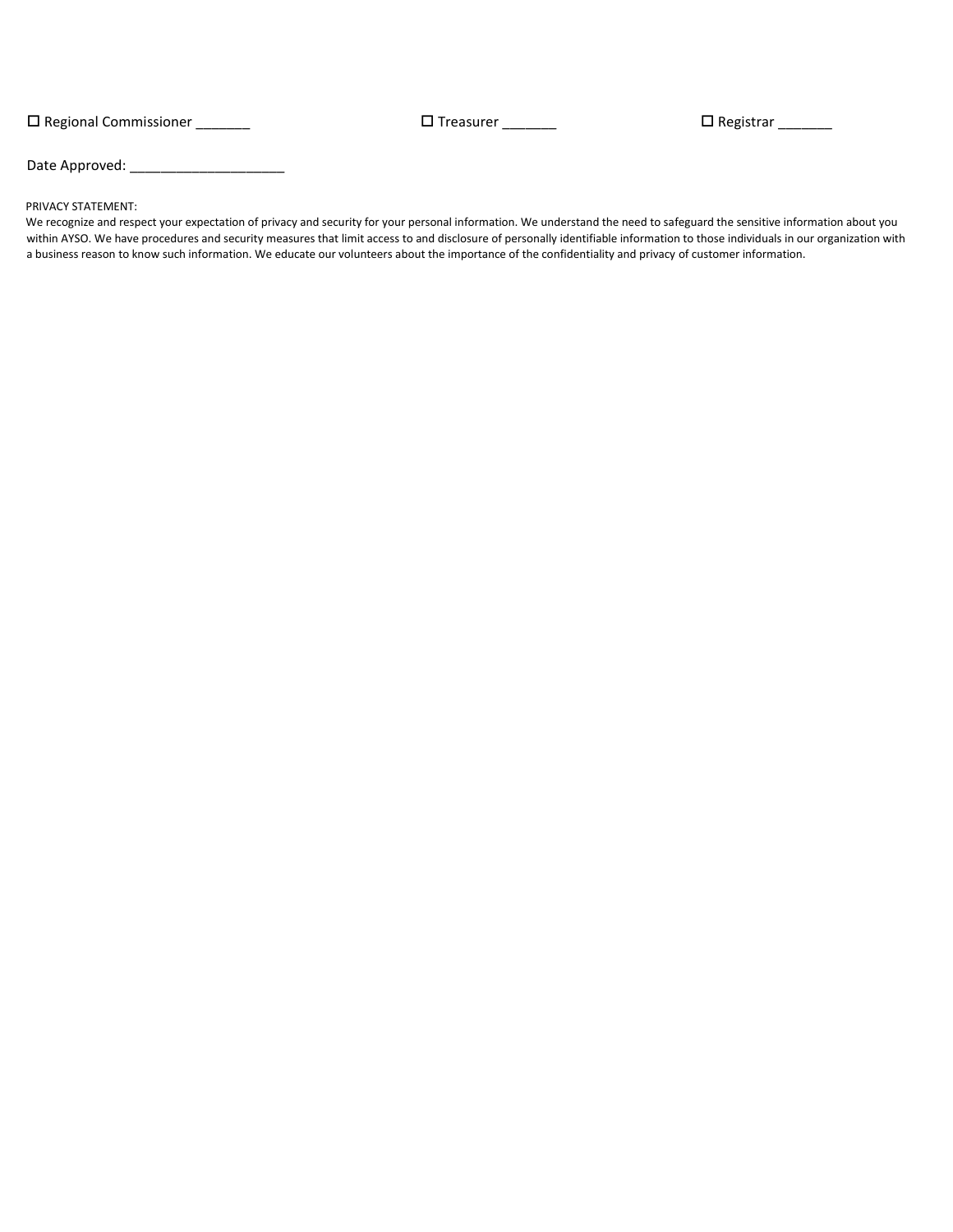☐ Regional Commissioner _______ ☐ Treasurer _______ ☐ Registrar _______

Date Approved: ____________________

PRIVACY STATEMENT:

We recognize and respect your expectation of privacy and security for your personal information. We understand the need to safeguard the sensitive information about you within AYSO. We have procedures and security measures that limit access to and disclosure of personally identifiable information to those individuals in our organization with a business reason to know such information. We educate our volunteers about the importance of the confidentiality and privacy of customer information.